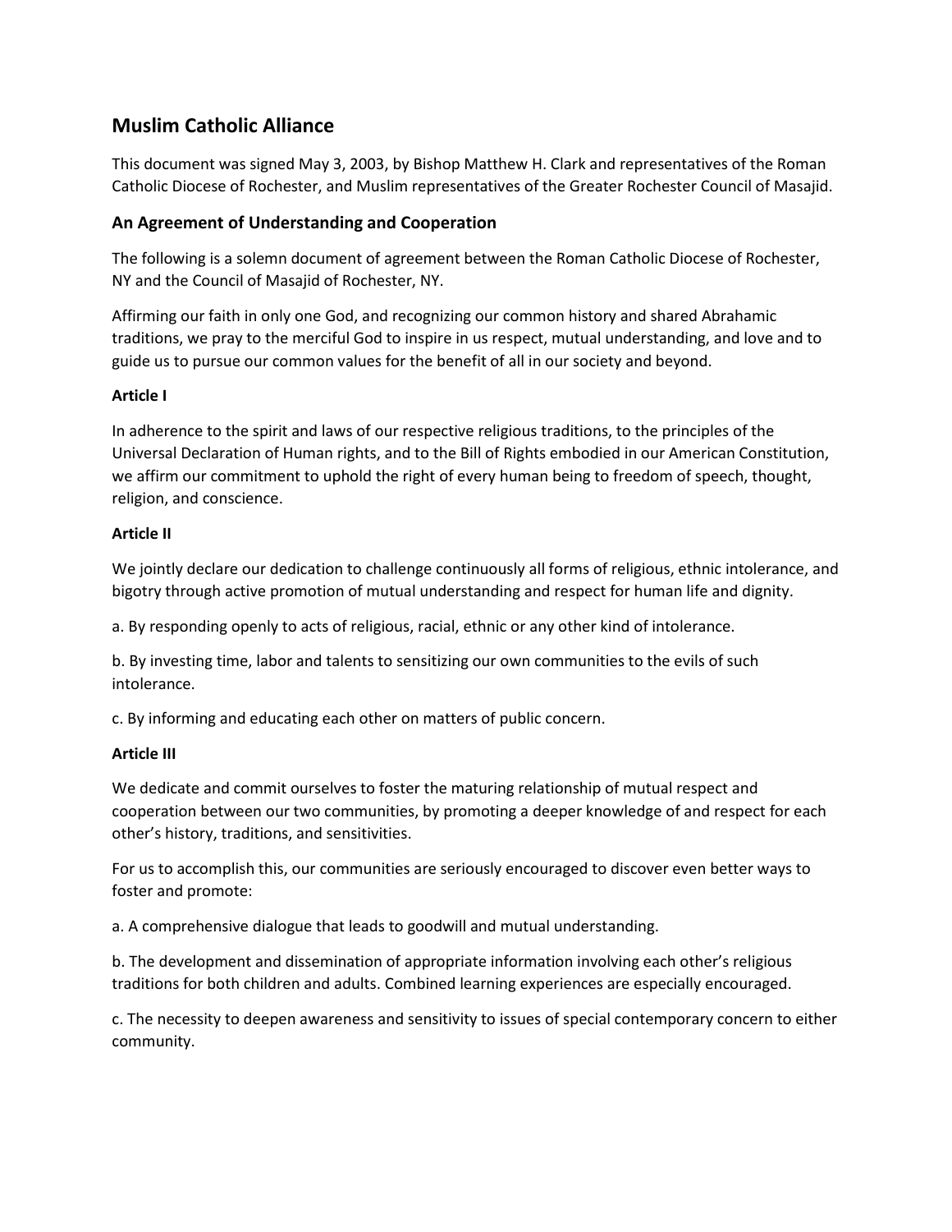# Muslim Catholic Alliance

This document was signed May 3, 2003, by Bishop Matthew H. Clark and representatives of the Roman Catholic Diocese of Rochester, and Muslim representatives of the Greater Rochester Council of Masajid.

## An Agreement of Understanding and Cooperation

The following is a solemn document of agreement between the Roman Catholic Diocese of Rochester, NY and the Council of Masajid of Rochester, NY.

Affirming our faith in only one God, and recognizing our common history and shared Abrahamic traditions, we pray to the merciful God to inspire in us respect, mutual understanding, and love and to guide us to pursue our common values for the benefit of all in our society and beyond.

**Article I**

In adherence to the spirit and laws of our respective religious traditions, to the principles of the Universal Declaration of Human rights, and to the Bill of Rights embodied in our American Constitution, we affirm our commitment to uphold the right of every human being to freedom of speech, thought, religion, and conscience.

**Article II**

We jointly declare our dedication to challenge continuously all forms of religious, ethnic intolerance, and bigotry through active promotion of mutual understanding and respect for human life and dignity.

a. By responding openly to acts of religious, racial, ethnic or any other kind of intolerance.

b. By investing time, labor and talents to sensitizing our own communities to the evils of such intolerance.

c. By informing and educating each other on matters of public concern.

**Article III**

We dedicate and commit ourselves to foster the maturing relationship of mutual respect and cooperation between our two communities, by promoting a deeper knowledge of and respect for each other's history, traditions, and sensitivities.

For us to accomplish this, our communities are seriously encouraged to discover even better ways to foster and promote:

a. A comprehensive dialogue that leads to goodwill and mutual understanding.

b. The development and dissemination of appropriate information involving each other's religious traditions for both children and adults. Combined learning experiences are especially encouraged.

c. The necessity to deepen awareness and sensitivity to issues of special contemporary concern to either community.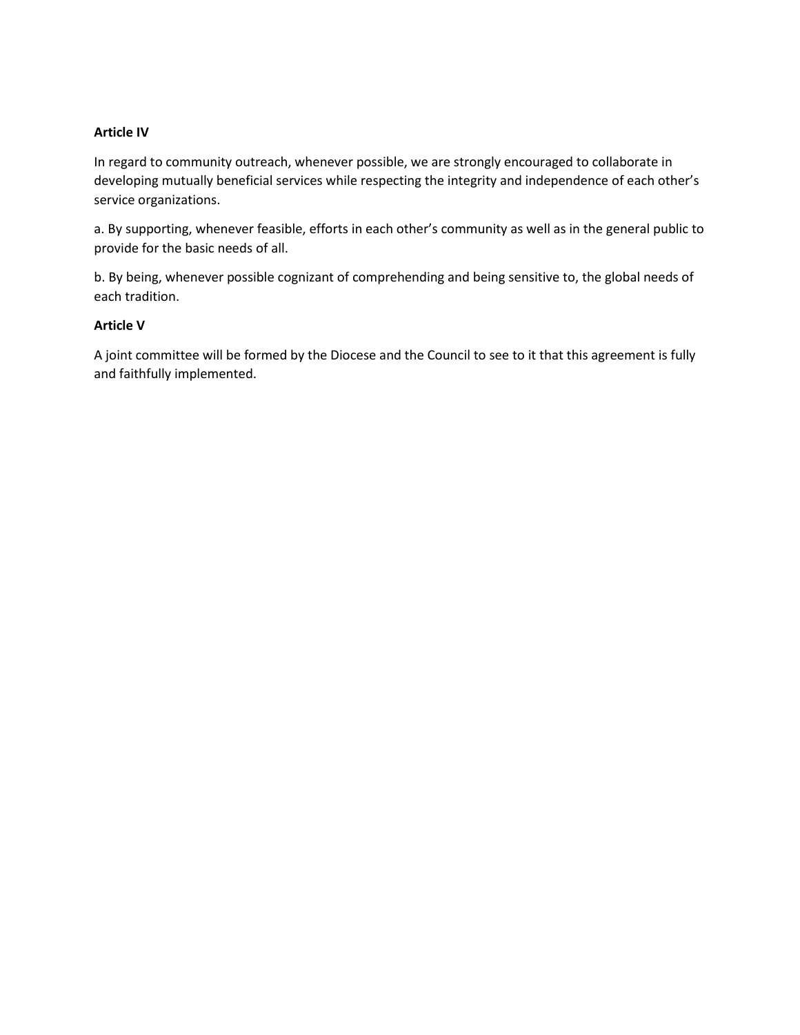**Article IV**

In regard to community outreach, whenever possible, we are strongly encouraged to collaborate in developing mutually beneficial services while respecting the integrity and independence of each other's service organizations.

a. By supporting, whenever feasible, efforts in each other's community as well as in the general public to provide for the basic needs of all.

b. By being, whenever possible cognizant of comprehending and being sensitive to, the global needs of each tradition.

**Article V**

A joint committee will be formed by the Diocese and the Council to see to it that this agreement is fully and faithfully implemented.